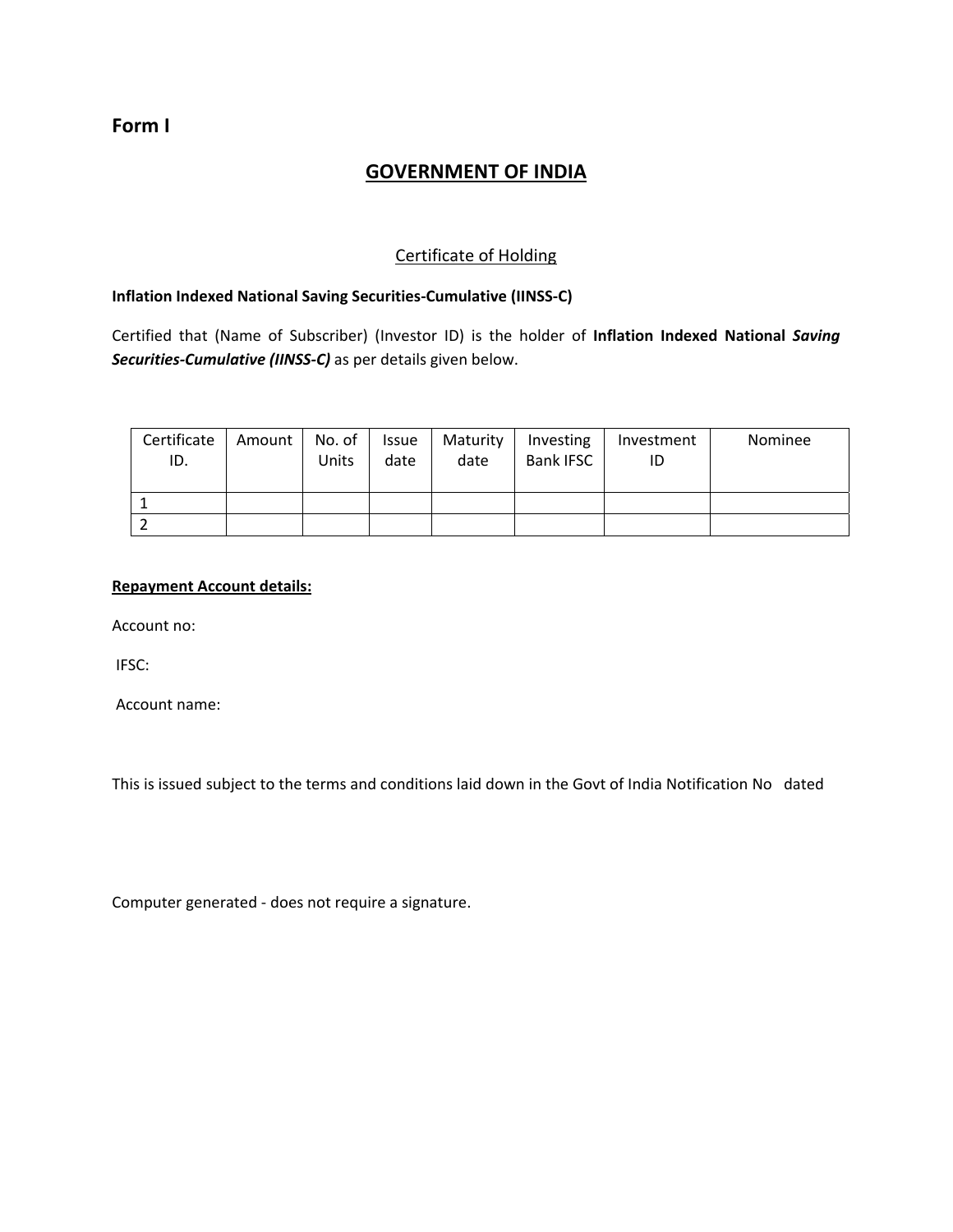**Form I**

# GOVERNMENT OF INDIA

## Certificate of Holding

**Inflation Indexed National Saving Securities-Cumulative (IINSS-C)**

Certified that (Name of Subscriber) (Investor ID) is the holder of **Inflation Indexed National *Saving Securities-Cumulative (IINSS-C)*** as per details given below.

| Certificate ID. | Amount | No. of Units | Issue date | Maturity date | Investing Bank IFSC | Investment ID | Nominee |
|---|---|---|---|---|---|---|---|
| 1 | | | | | | | |
| 2 | | | | | | | |

**Repayment Account details:**

Account no:

IFSC:

Account name:

This is issued subject to the terms and conditions laid down in the Govt of India Notification No dated

Computer generated - does not require a signature.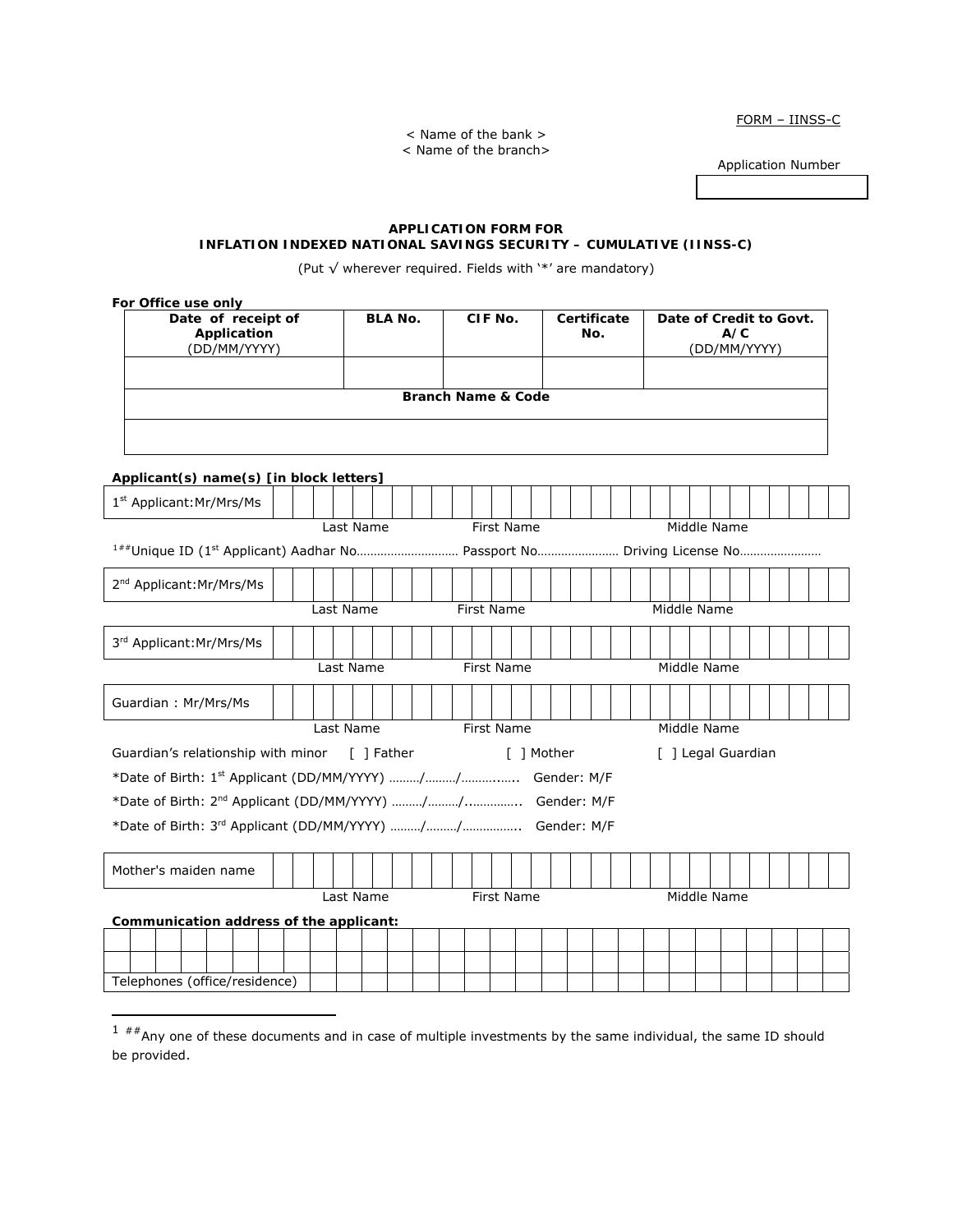FORM – IINSS-C

< Name of the bank >
< Name of the branch>

Application Number

| |
|---|
| |

**APPLICATION FORM FOR**
**INFLATION INDEXED NATIONAL SAVINGS SECURITY – CUMULATIVE (IINSS-C)**

(Put √ wherever required. Fields with '*' are mandatory)

**For Office use only**

| Date of receipt of Application (DD/MM/YYYY) | BLA No. | CIF No. | Certificate No. | Date of Credit to Govt. A/C (DD/MM/YYYY) |
|---|---|---|---|---|
| | | | | |
| **Branch Name & Code** | | | | |
| | | | | |

**Applicant(s) name(s) [in block letters]**

| 1st Applicant:Mr/Mrs/Ms | | | |
|---|---|---|---|
| | Last Name | First Name | Middle Name |

[1##]Unique ID (1st Applicant) Aadhar No………………………… Passport No…………………… Driving License No……………………

| 2nd Applicant:Mr/Mrs/Ms | | | |
|---|---|---|---|
| | Last Name | First Name | Middle Name |

| 3rd Applicant:Mr/Mrs/Ms | | | |
|---|---|---|---|
| | Last Name | First Name | Middle Name |

| Guardian : Mr/Mrs/Ms | | | |
|---|---|---|---|
| | Last Name | First Name | Middle Name |

Guardian's relationship with minor [ ] Father [ ] Mother [ ] Legal Guardian

*Date of Birth: 1st Applicant (DD/MM/YYYY) ………/………/……….….. Gender: M/F

*Date of Birth: 2nd Applicant (DD/MM/YYYY) ………/………/..………….. Gender: M/F

*Date of Birth: 3rd Applicant (DD/MM/YYYY) ………/………/……………. Gender: M/F

| Mother's maiden name | | | |
|---|---|---|---|
| | Last Name | First Name | Middle Name |

**Communication address of the applicant:**

| | |
|---|---|
| | |
| | |
| Telephones (office/residence) | |

---

1 ##Any one of these documents and in case of multiple investments by the same individual, the same ID should be provided.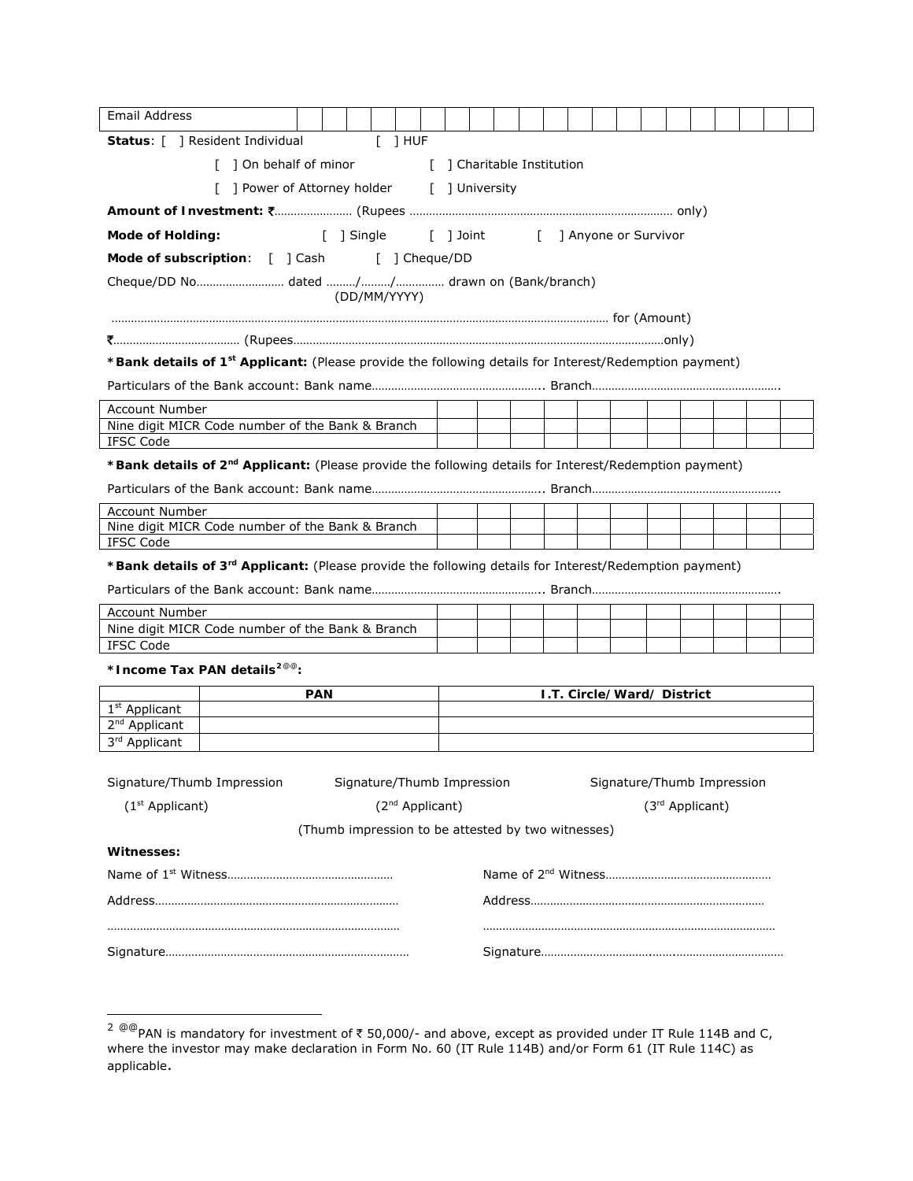| Email Address | | | | | | | | | | | | | | | | | | | | | | | |
|---|---|---|---|---|---|---|---|---|---|---|---|---|---|---|---|---|---|---|---|---|---|---|---|

**Status**: [ ] Resident Individual [ ] HUF

[ ] On behalf of minor [ ] Charitable Institution

[ ] Power of Attorney holder [ ] University

**Amount of Investment:** ₹…………………… (Rupees …………………………………………………………………… only)

**Mode of Holding:** [ ] Single [ ] Joint [ ] Anyone or Survivor

**Mode of subscription**: [ ] Cash [ ] Cheque/DD

Cheque/DD No……………………… dated ………/………/…………… drawn on (Bank/branch)
(DD/MM/YYYY)

………………………………………………………………………………………………………………………………… for (Amount)

₹………………………………… (Rupees……………………………………………………………………………………………only)

**\*Bank details of 1st Applicant:** (Please provide the following details for Interest/Redemption payment)

Particulars of the Bank account: Bank name……………………………………………….. Branch…………………………………………………….

| Account Number | | | | | | | | | | | |
|---|---|---|---|---|---|---|---|---|---|---|---|
| Nine digit MICR Code number of the Bank & Branch | | | | | | | | | | | |
| IFSC Code | | | | | | | | | | | |

**\*Bank details of 2nd Applicant:** (Please provide the following details for Interest/Redemption payment)

Particulars of the Bank account: Bank name……………………………………………….. Branch…………………………………………………….

| Account Number | | | | | | | | | | | |
|---|---|---|---|---|---|---|---|---|---|---|---|
| Nine digit MICR Code number of the Bank & Branch | | | | | | | | | | | |
| IFSC Code | | | | | | | | | | | |

**\*Bank details of 3rd Applicant:** (Please provide the following details for Interest/Redemption payment)

Particulars of the Bank account: Bank name……………………………………………….. Branch…………………………………………………….

| Account Number | | | | | | | | | | | |
|---|---|---|---|---|---|---|---|---|---|---|---|
| Nine digit MICR Code number of the Bank & Branch | | | | | | | | | | | |
| IFSC Code | | | | | | | | | | | |

**\*Income Tax PAN details[2@@]:**

| | PAN | I.T. Circle/Ward/ District |
|---|---|---|
| 1st Applicant | | |
| 2nd Applicant | | |
| 3rd Applicant | | |

Signature/Thumb Impression (1st Applicant) Signature/Thumb Impression (2nd Applicant) Signature/Thumb Impression (3rd Applicant)

(Thumb impression to be attested by two witnesses)

**Witnesses:**

Name of 1st Witness……………………………………………

Address…………………………………………………………………

…………………………………………………………………………………

Signature…………………………………………………………………

Name of 2nd Witness……………………………………………

Address…………………………………………………………………

…………………………………………………………………………………

Signature…………………………………………………………………

---

[2] @@PAN is mandatory for investment of ₹ 50,000/- and above, except as provided under IT Rule 114B and C, where the investor may make declaration in Form No. 60 (IT Rule 114B) and/or Form 61 (IT Rule 114C) as applicable.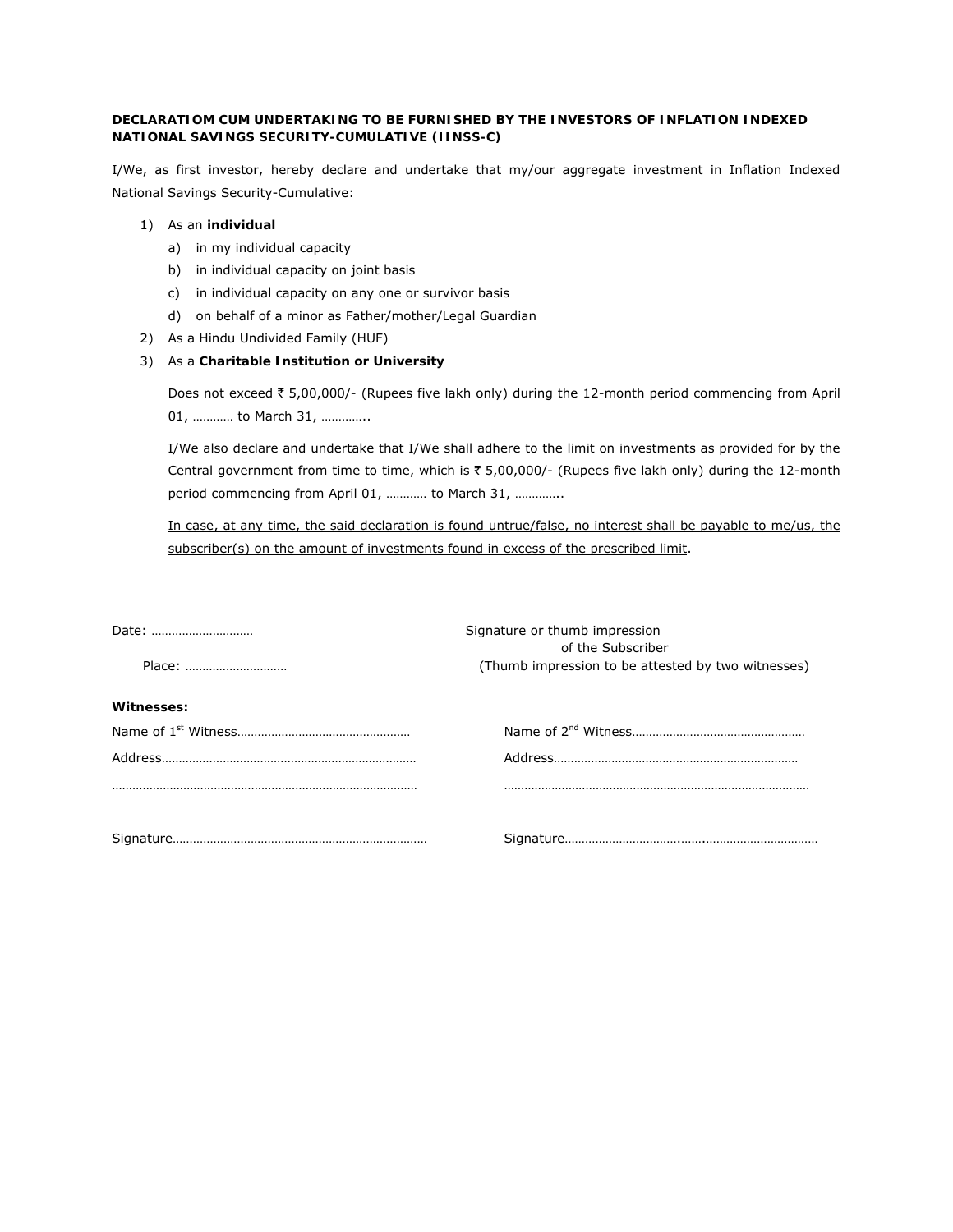**DECLARATIOM CUM UNDERTAKING TO BE FURNISHED BY THE INVESTORS OF INFLATION INDEXED NATIONAL SAVINGS SECURITY-CUMULATIVE (IINSS-C)**

I/We, as first investor, hereby declare and undertake that my/our aggregate investment in Inflation Indexed National Savings Security-Cumulative:

1) As an **individual**
   a) in my individual capacity
   b) in individual capacity on joint basis
   c) in individual capacity on any one or survivor basis
   d) on behalf of a minor as Father/mother/Legal Guardian
2) As a Hindu Undivided Family (HUF)
3) As a **Charitable Institution or University**

   Does not exceed ₹ 5,00,000/- (Rupees five lakh only) during the 12-month period commencing from April 01, ………… to March 31, …………..

   I/We also declare and undertake that I/We shall adhere to the limit on investments as provided for by the Central government from time to time, which is ₹ 5,00,000/- (Rupees five lakh only) during the 12-month period commencing from April 01, ………… to March 31, …………..

   <u>In case, at any time, the said declaration is found untrue/false, no interest shall be payable to me/us, the subscriber(s) on the amount of investments found in excess of the prescribed limit</u>.

Date: ………………………… 

Place: …………………………

Signature or thumb impression of the Subscriber
(Thumb impression to be attested by two witnesses)

**Witnesses:**

Name of 1st Witness……………………………………………

Address……………………………………………………………………

……………………………………………………………………………………

Signature…………………………………………………………………

Name of 2nd Witness……………………………………………

Address……………………………………………………………………

……………………………………………………………………………………

Signature…………………………………………………………………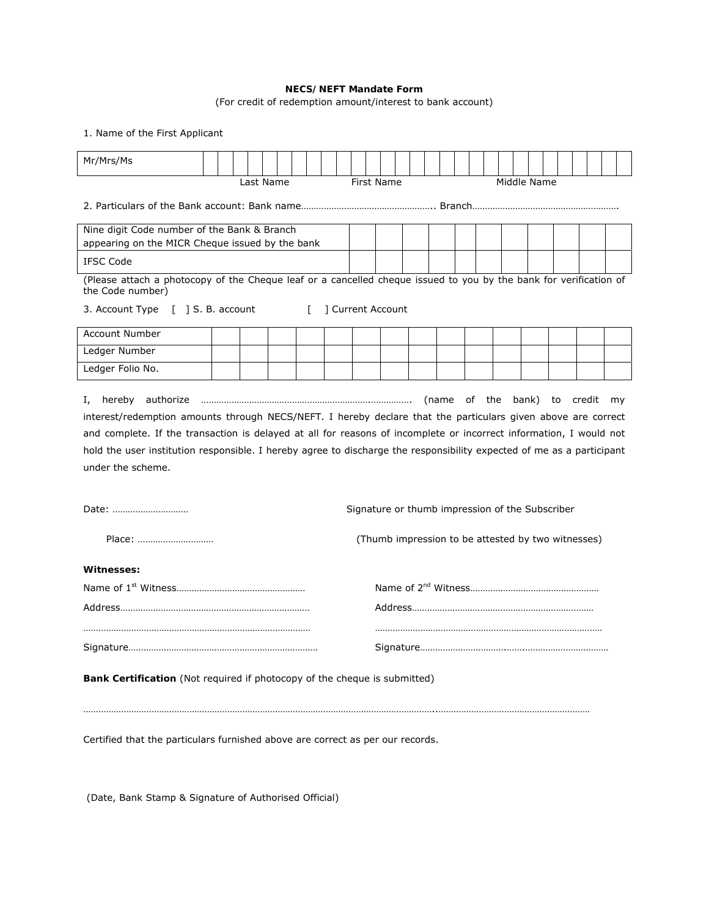**NECS/NEFT Mandate Form**

(For credit of redemption amount/interest to bank account)

1. Name of the First Applicant

| Mr/Mrs/Ms | | | | | | | | | | | | | | | | | | | | | | | | | | | | |
|---|---|---|---|---|---|---|---|---|---|---|---|---|---|---|---|---|---|---|---|---|---|---|---|---|---|---|---|---|

Last Name First Name Middle Name

2. Particulars of the Bank account: Bank name…………………………………………….. Branch………………………………………………….

| Nine digit Code number of the Bank & Branch appearing on the MICR Cheque issued by the bank | | | | | | | | | | | |
|---|---|---|---|---|---|---|---|---|---|---|---|
| IFSC Code | | | | | | | | | | | |

(Please attach a photocopy of the Cheque leaf or a cancelled cheque issued to you by the bank for verification of the Code number)

3. Account Type [ ] S. B. account [ ] Current Account

| Account Number | | | | | | | | | | | | | | | |
|---|---|---|---|---|---|---|---|---|---|---|---|---|---|---|---|
| Ledger Number | | | | | | | | | | | | | | | |
| Ledger Folio No. | | | | | | | | | | | | | | | |

I, hereby authorize ………………………………………………………..……………. (name of the bank) to credit my interest/redemption amounts through NECS/NEFT. I hereby declare that the particulars given above are correct and complete. If the transaction is delayed at all for reasons of incomplete or incorrect information, I would not hold the user institution responsible. I hereby agree to discharge the responsibility expected of me as a participant under the scheme.

Date: ………………………… Signature or thumb impression of the Subscriber

Place: ………………………… (Thumb impression to be attested by two witnesses)

**Witnesses:**

Name of 1st Witness……………………………………………

Address…………………………………………………………………

…………………………………………………………………………

Signature…………………………………………………………………

Name of 2nd Witness……………………………………………

Address………………………………………………………………

…………………………………………………………………………

Signature………………………………………………………………

**Bank Certification** (Not required if photocopy of the cheque is submitted)

……………………………………………………………………………………………………………………………………………………………………………

Certified that the particulars furnished above are correct as per our records.

(Date, Bank Stamp & Signature of Authorised Official)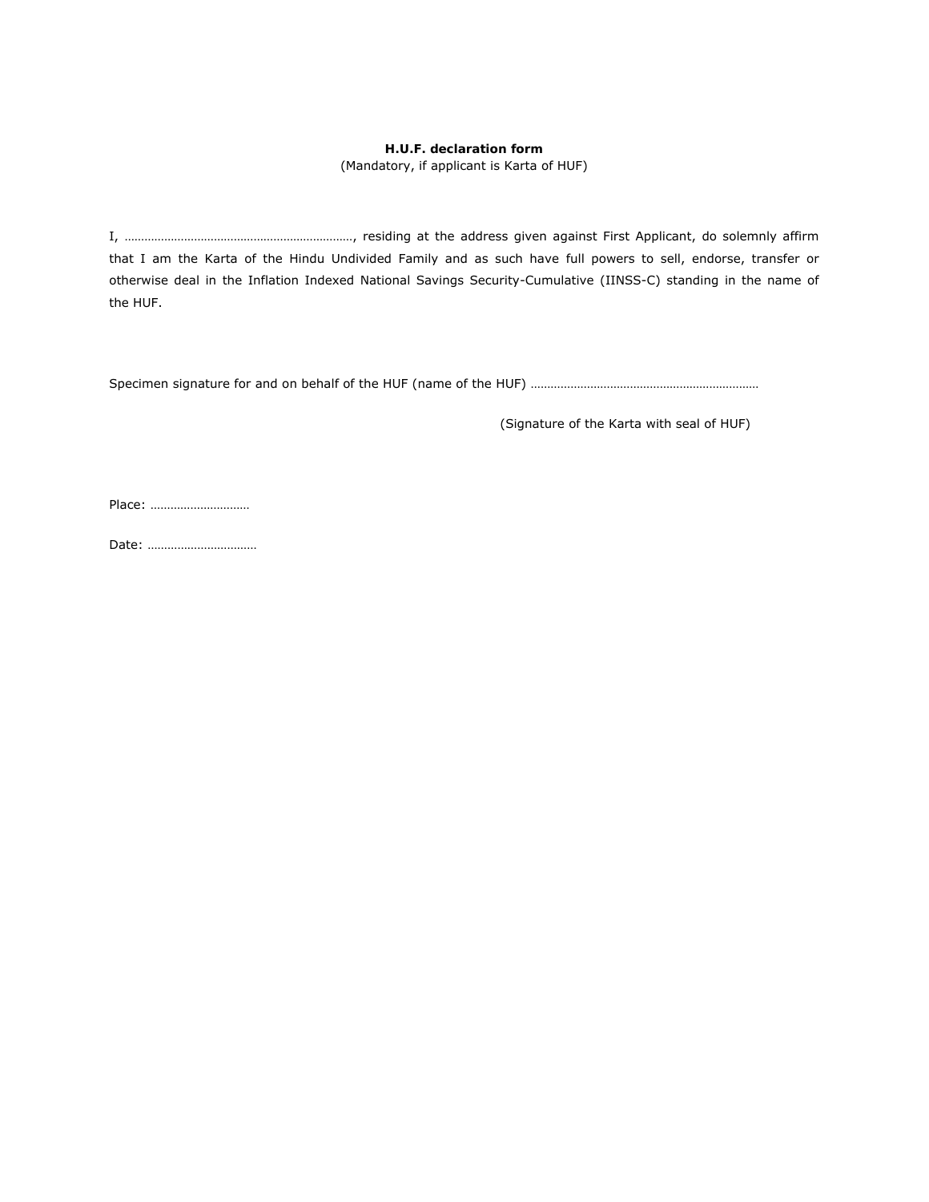**H.U.F. declaration form**

(Mandatory, if applicant is Karta of HUF)

I, ……………………………………………………………, residing at the address given against First Applicant, do solemnly affirm that I am the Karta of the Hindu Undivided Family and as such have full powers to sell, endorse, transfer or otherwise deal in the Inflation Indexed National Savings Security-Cumulative (IINSS-C) standing in the name of the HUF.

Specimen signature for and on behalf of the HUF (name of the HUF) ……………………………………………………………

(Signature of the Karta with seal of HUF)

Place: …………………………

Date: ……………………………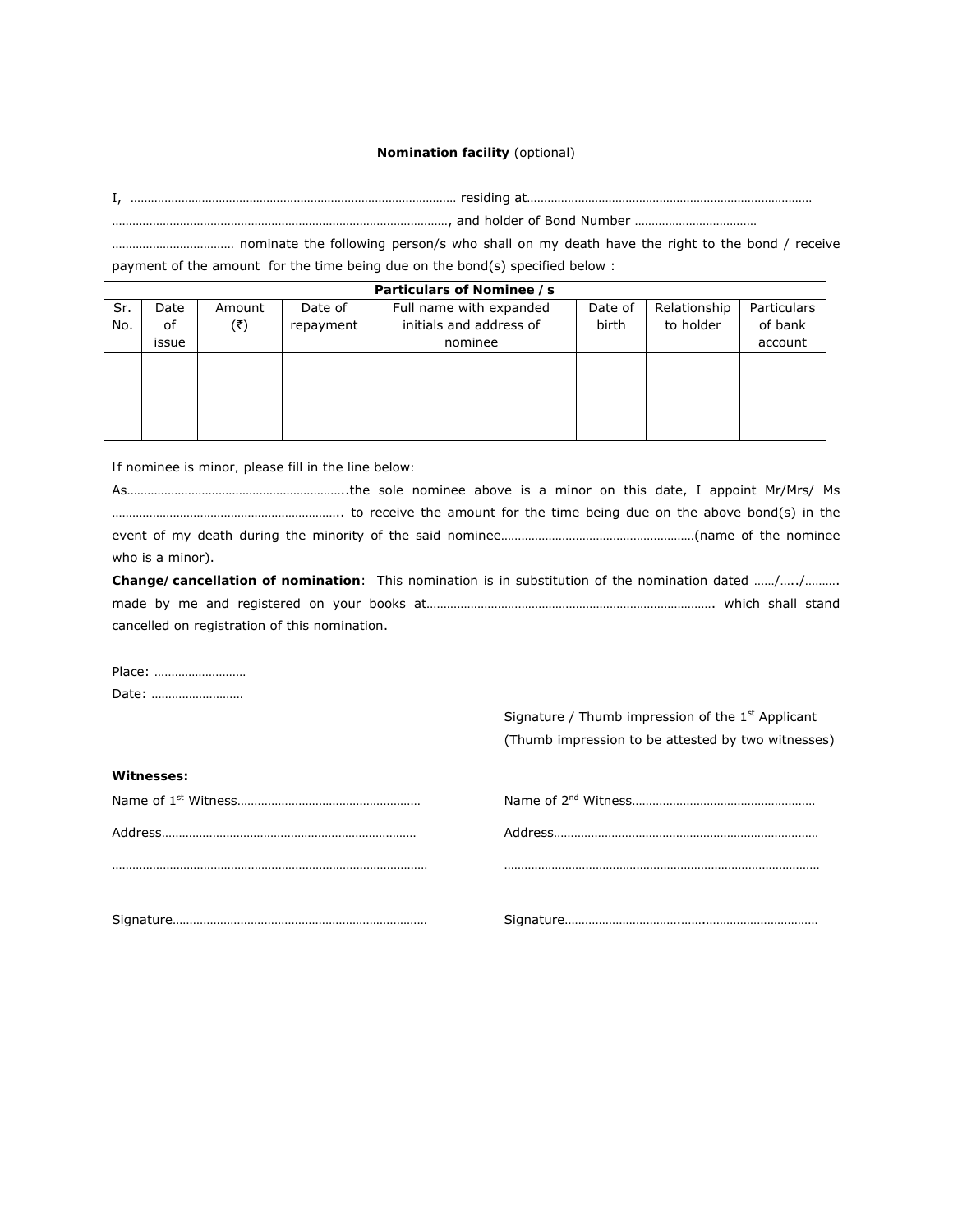**Nomination facility** (optional)

I, ……………………………………………………………………………………… residing at………………………………………………………………………… ………………………………………………………………………………………, and holder of Bond Number ……………………………… ……………………………… nominate the following person/s who shall on my death have the right to the bond / receive payment of the amount for the time being due on the bond(s) specified below :

| **Particulars of Nominee / s** | | | | | | | |
|---|---|---|---|---|---|---|---|
| Sr. No. | Date of issue | Amount (₹) | Date of repayment | Full name with expanded initials and address of nominee | Date of birth | Relationship to holder | Particulars of bank account |
| | | | | | | | |

If nominee is minor, please fill in the line below:

As………………………………………………………..the sole nominee above is a minor on this date, I appoint Mr/Mrs/ Ms ………………………………………………………….. to receive the amount for the time being due on the above bond(s) in the event of my death during the minority of the said nominee…………………………………………………(name of the nominee who is a minor).

**Change/cancellation of nomination**: This nomination is in substitution of the nomination dated ……/…../………. made by me and registered on your books at…………………………………………………………………………. which shall stand cancelled on registration of this nomination.

Place: ………………………

Date: ………………………

Signature / Thumb impression of the 1st Applicant
(Thumb impression to be attested by two witnesses)

**Witnesses:**

Name of 1st Witness………………………………………………

Address…………………………………………………………………

……………………………………………………………………………………

Signature…………………………………………………………………

Name of 2nd Witness………………………………………………

Address……………………………………………………………………

……………………………………………………………………………………

Signature…………………………………………………………………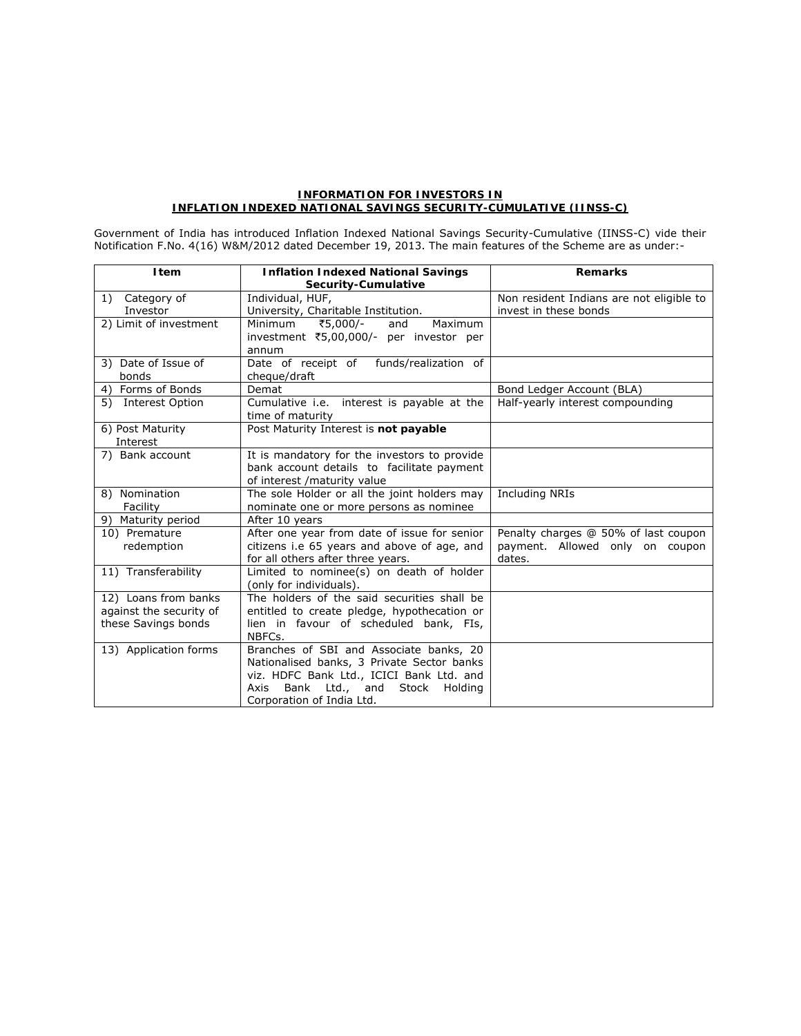## INFORMATION FOR INVESTORS IN
## INFLATION INDEXED NATIONAL SAVINGS SECURITY-CUMULATIVE (IINSS-C)

Government of India has introduced Inflation Indexed National Savings Security-Cumulative (IINSS-C) vide their Notification F.No. 4(16) W&M/2012 dated December 19, 2013. The main features of the Scheme are as under:-

| Item | Inflation Indexed National Savings Security-Cumulative | Remarks |
|---|---|---|
| 1) Category of Investor | Individual, HUF, University, Charitable Institution. | Non resident Indians are not eligible to invest in these bonds |
| 2) Limit of investment | Minimum ₹5,000/- and Maximum investment ₹5,00,000/- per investor per annum | |
| 3) Date of Issue of bonds | Date of receipt of funds/realization of cheque/draft | |
| 4) Forms of Bonds | Demat | Bond Ledger Account (BLA) |
| 5) Interest Option | Cumulative i.e. interest is payable at the time of maturity | Half-yearly interest compounding |
| 6) Post Maturity Interest | Post Maturity Interest is **not payable** | |
| 7) Bank account | It is mandatory for the investors to provide bank account details to facilitate payment of interest /maturity value | |
| 8) Nomination Facility | The sole Holder or all the joint holders may nominate one or more persons as nominee | Including NRIs |
| 9) Maturity period | After 10 years | |
| 10) Premature redemption | After one year from date of issue for senior citizens i.e 65 years and above of age, and for all others after three years. | Penalty charges @ 50% of last coupon payment. Allowed only on coupon dates. |
| 11) Transferability | Limited to nominee(s) on death of holder (only for individuals). | |
| 12) Loans from banks against the security of these Savings bonds | The holders of the said securities shall be entitled to create pledge, hypothecation or lien in favour of scheduled bank, FIs, NBFCs. | |
| 13) Application forms | Branches of SBI and Associate banks, 20 Nationalised banks, 3 Private Sector banks viz. HDFC Bank Ltd., ICICI Bank Ltd. and Axis Bank Ltd., and Stock Holding Corporation of India Ltd. | |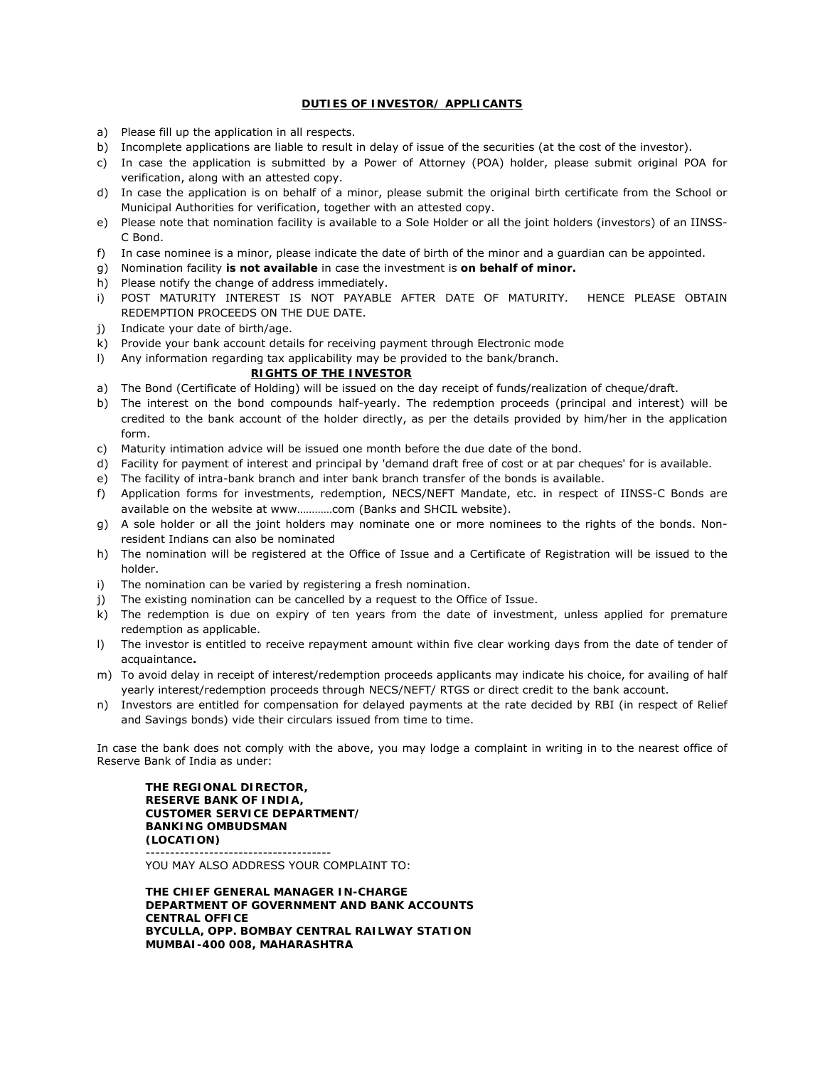## DUTIES OF INVESTOR/ APPLICANTS

a) Please fill up the application in all respects.
b) Incomplete applications are liable to result in delay of issue of the securities (at the cost of the investor).
c) In case the application is submitted by a Power of Attorney (POA) holder, please submit original POA for verification, along with an attested copy.
d) In case the application is on behalf of a minor, please submit the original birth certificate from the School or Municipal Authorities for verification, together with an attested copy.
e) Please note that nomination facility is available to a Sole Holder or all the joint holders (investors) of an IINSS-C Bond.
f) In case nominee is a minor, please indicate the date of birth of the minor and a guardian can be appointed.
g) Nomination facility **is not available** in case the investment is **on behalf of minor.**
h) Please notify the change of address immediately.
i) POST MATURITY INTEREST IS NOT PAYABLE AFTER DATE OF MATURITY. HENCE PLEASE OBTAIN REDEMPTION PROCEEDS ON THE DUE DATE.
j) Indicate your date of birth/age.
k) Provide your bank account details for receiving payment through Electronic mode
l) Any information regarding tax applicability may be provided to the bank/branch.

## RIGHTS OF THE INVESTOR

a) The Bond (Certificate of Holding) will be issued on the day receipt of funds/realization of cheque/draft.
b) The interest on the bond compounds half-yearly. The redemption proceeds (principal and interest) will be credited to the bank account of the holder directly, as per the details provided by him/her in the application form.
c) Maturity intimation advice will be issued one month before the due date of the bond.
d) Facility for payment of interest and principal by 'demand draft free of cost or at par cheques' for is available.
e) The facility of intra-bank branch and inter bank branch transfer of the bonds is available.
f) Application forms for investments, redemption, NECS/NEFT Mandate, etc. in respect of IINSS-C Bonds are available on the website at www…………com (Banks and SHCIL website).
g) A sole holder or all the joint holders may nominate one or more nominees to the rights of the bonds. Non-resident Indians can also be nominated
h) The nomination will be registered at the Office of Issue and a Certificate of Registration will be issued to the holder.
i) The nomination can be varied by registering a fresh nomination.
j) The existing nomination can be cancelled by a request to the Office of Issue.
k) The redemption is due on expiry of ten years from the date of investment, unless applied for premature redemption as applicable.
l) The investor is entitled to receive repayment amount within five clear working days from the date of tender of acquaintance**.**
m) To avoid delay in receipt of interest/redemption proceeds applicants may indicate his choice, for availing of half yearly interest/redemption proceeds through NECS/NEFT/ RTGS or direct credit to the bank account.
n) Investors are entitled for compensation for delayed payments at the rate decided by RBI (in respect of Relief and Savings bonds) vide their circulars issued from time to time.

In case the bank does not comply with the above, you may lodge a complaint in writing in to the nearest office of Reserve Bank of India as under:

**THE REGIONAL DIRECTOR,**
**RESERVE BANK OF INDIA,**
**CUSTOMER SERVICE DEPARTMENT/**
**BANKING OMBUDSMAN**
**(LOCATION)**

--------------------------------------

YOU MAY ALSO ADDRESS YOUR COMPLAINT TO:

**THE CHIEF GENERAL MANAGER IN-CHARGE**
**DEPARTMENT OF GOVERNMENT AND BANK ACCOUNTS**
**CENTRAL OFFICE**
**BYCULLA, OPP. BOMBAY CENTRAL RAILWAY STATION**
**MUMBAI-400 008, MAHARASHTRA**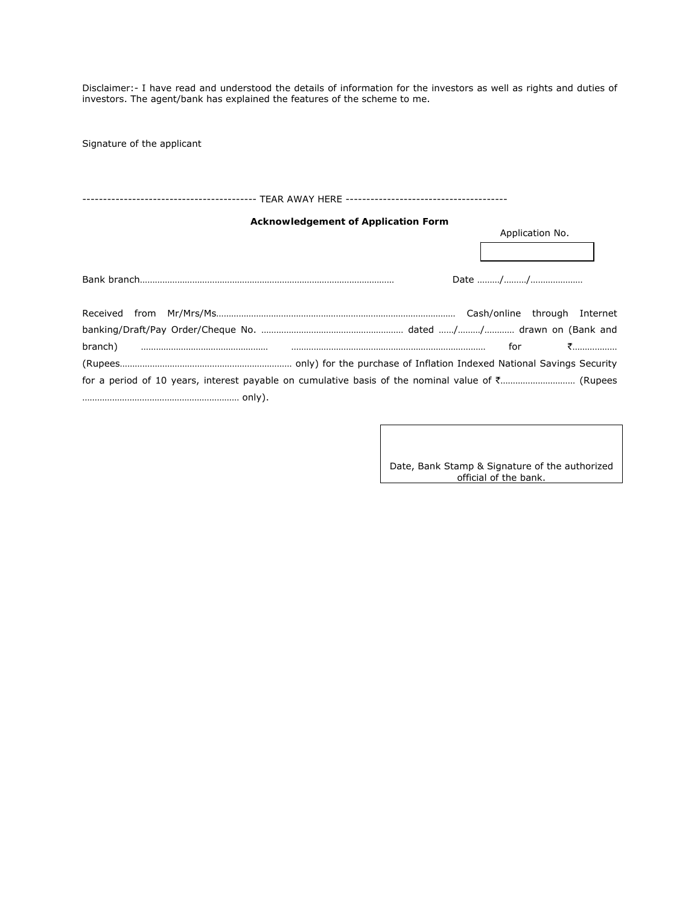Disclaimer:- I have read and understood the details of information for the investors as well as rights and duties of investors. The agent/bank has explained the features of the scheme to me.

Signature of the applicant

----------------------------------------- TEAR AWAY HERE --------------------------------------

**Acknowledgement of Application Form**

Application No.

Bank branch…………………………………………………………………………………… Date ………/………/…………………

Received from Mr/Mrs/Ms…………………………………………………………………………… Cash/online through Internet banking/Draft/Pay Order/Cheque No. ………………………………………………… dated ……/………/………… drawn on (Bank and branch) …………………………………………… ……………………………………………………………… for ₹……………… (Rupees…………………………………………………………… only) for the purchase of Inflation Indexed National Savings Security for a period of 10 years, interest payable on cumulative basis of the nominal value of ₹………………………… (Rupees ……………………………………………………… only).

Date, Bank Stamp & Signature of the authorized official of the bank.